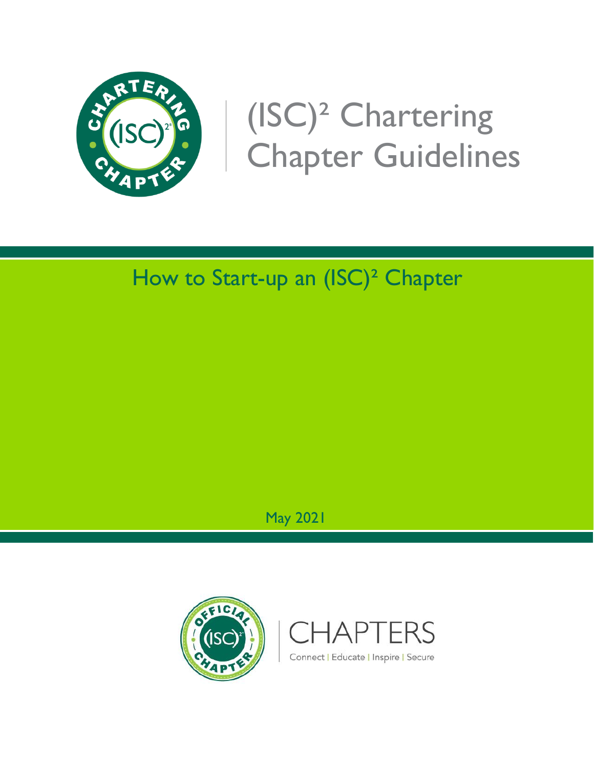# (ISC)² Chartering Chapter Guidelines

## How to Start-up an (ISC)² Chapter

May 2021

CHAPTERS

Connect | Educate | Inspire | Secure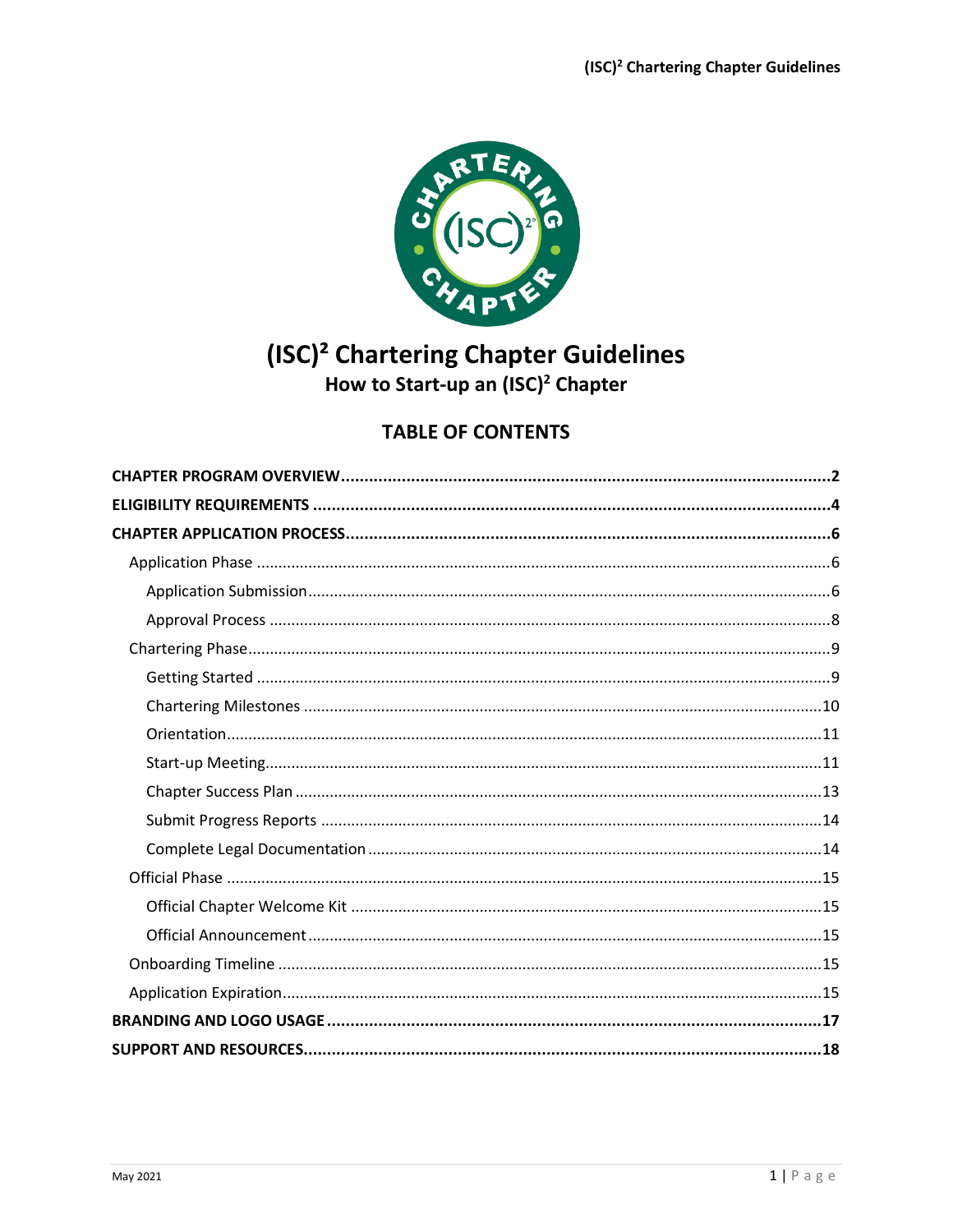# (ISC)² Chartering Chapter Guidelines

## How to Start-up an (ISC)² Chapter

### TABLE OF CONTENTS

**CHAPTER PROGRAM OVERVIEW** .......... **2**

**ELIGIBILITY REQUIREMENTS** .......... **4**

**CHAPTER APPLICATION PROCESS** .......... **6**

- Application Phase .......... 6
  - Application Submission .......... 6
  - Approval Process .......... 8
- Chartering Phase .......... 9
  - Getting Started .......... 9
  - Chartering Milestones .......... 10
  - Orientation .......... 11
  - Start-up Meeting .......... 11
  - Chapter Success Plan .......... 13
  - Submit Progress Reports .......... 14
  - Complete Legal Documentation .......... 14
- Official Phase .......... 15
  - Official Chapter Welcome Kit .......... 15
  - Official Announcement .......... 15
- Onboarding Timeline .......... 15
- Application Expiration .......... 15

**BRANDING AND LOGO USAGE** .......... **17**

**SUPPORT AND RESOURCES** .......... **18**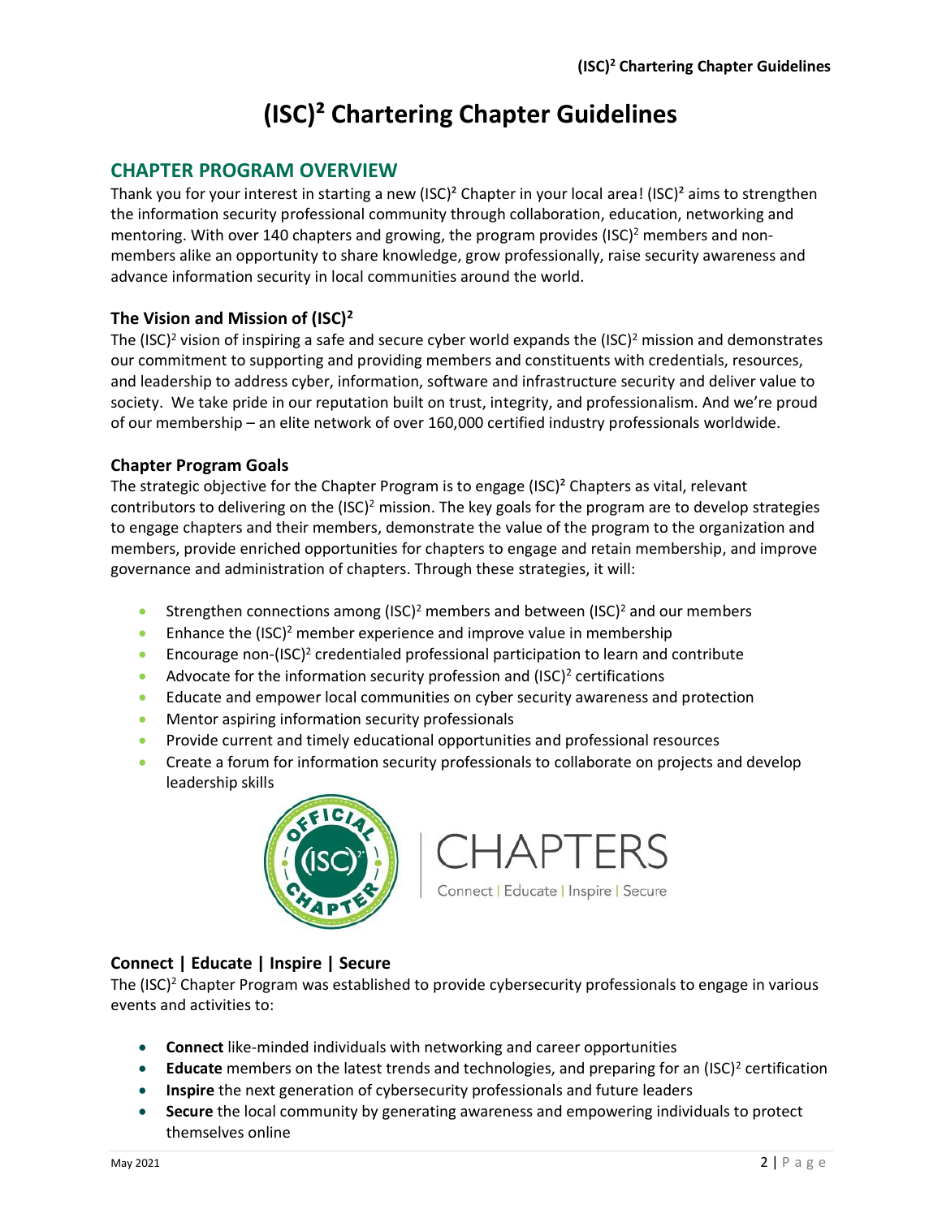# (ISC)² Chartering Chapter Guidelines

## CHAPTER PROGRAM OVERVIEW

Thank you for your interest in starting a new (ISC)² Chapter in your local area! (ISC)² aims to strengthen the information security professional community through collaboration, education, networking and mentoring. With over 140 chapters and growing, the program provides (ISC)² members and non-members alike an opportunity to share knowledge, grow professionally, raise security awareness and advance information security in local communities around the world.

### The Vision and Mission of (ISC)²

The (ISC)² vision of inspiring a safe and secure cyber world expands the (ISC)² mission and demonstrates our commitment to supporting and providing members and constituents with credentials, resources, and leadership to address cyber, information, software and infrastructure security and deliver value to society. We take pride in our reputation built on trust, integrity, and professionalism. And we're proud of our membership – an elite network of over 160,000 certified industry professionals worldwide.

### Chapter Program Goals

The strategic objective for the Chapter Program is to engage (ISC)² Chapters as vital, relevant contributors to delivering on the (ISC)² mission. The key goals for the program are to develop strategies to engage chapters and their members, demonstrate the value of the program to the organization and members, provide enriched opportunities for chapters to engage and retain membership, and improve governance and administration of chapters. Through these strategies, it will:

- Strengthen connections among (ISC)² members and between (ISC)² and our members
- Enhance the (ISC)² member experience and improve value in membership
- Encourage non-(ISC)² credentialed professional participation to learn and contribute
- Advocate for the information security profession and (ISC)² certifications
- Educate and empower local communities on cyber security awareness and protection
- Mentor aspiring information security professionals
- Provide current and timely educational opportunities and professional resources
- Create a forum for information security professionals to collaborate on projects and develop leadership skills

### Connect | Educate | Inspire | Secure

The (ISC)² Chapter Program was established to provide cybersecurity professionals to engage in various events and activities to:

- **Connect** like-minded individuals with networking and career opportunities
- **Educate** members on the latest trends and technologies, and preparing for an (ISC)² certification
- **Inspire** the next generation of cybersecurity professionals and future leaders
- **Secure** the local community by generating awareness and empowering individuals to protect themselves online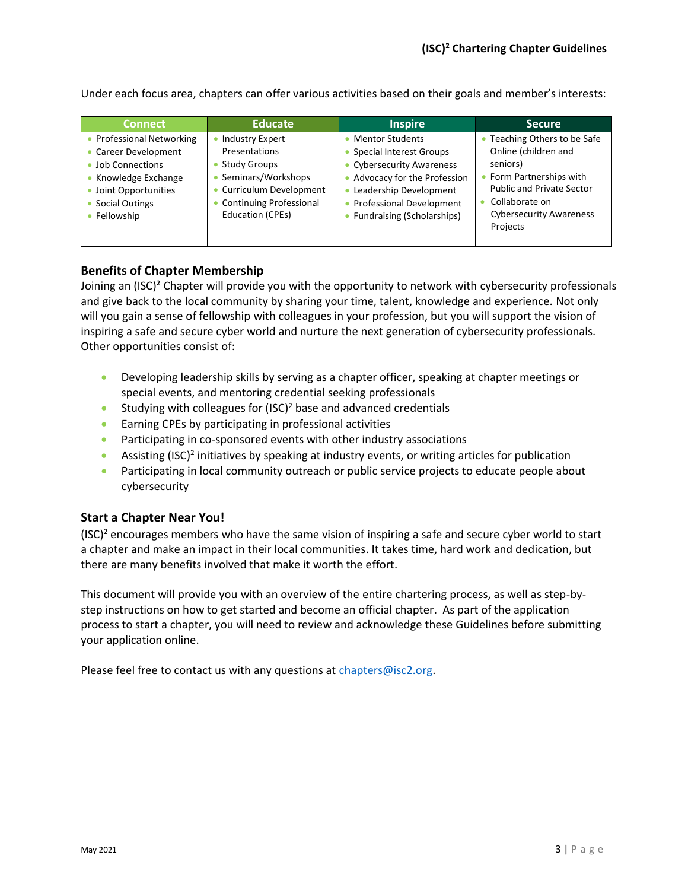Under each focus area, chapters can offer various activities based on their goals and member's interests:

| Connect | Educate | Inspire | Secure |
|---|---|---|---|
| • Professional Networking<br>• Career Development<br>• Job Connections<br>• Knowledge Exchange<br>• Joint Opportunities<br>• Social Outings<br>• Fellowship | • Industry Expert Presentations<br>• Study Groups<br>• Seminars/Workshops<br>• Curriculum Development<br>• Continuing Professional Education (CPEs) | • Mentor Students<br>• Special Interest Groups<br>• Cybersecurity Awareness<br>• Advocacy for the Profession<br>• Leadership Development<br>• Professional Development<br>• Fundraising (Scholarships) | • Teaching Others to be Safe Online (children and seniors)<br>• Form Partnerships with Public and Private Sector<br>• Collaborate on Cybersecurity Awareness Projects |

## Benefits of Chapter Membership

Joining an (ISC)² Chapter will provide you with the opportunity to network with cybersecurity professionals and give back to the local community by sharing your time, talent, knowledge and experience. Not only will you gain a sense of fellowship with colleagues in your profession, but you will support the vision of inspiring a safe and secure cyber world and nurture the next generation of cybersecurity professionals. Other opportunities consist of:

- Developing leadership skills by serving as a chapter officer, speaking at chapter meetings or special events, and mentoring credential seeking professionals
- Studying with colleagues for (ISC)² base and advanced credentials
- Earning CPEs by participating in professional activities
- Participating in co-sponsored events with other industry associations
- Assisting (ISC)² initiatives by speaking at industry events, or writing articles for publication
- Participating in local community outreach or public service projects to educate people about cybersecurity

## Start a Chapter Near You!

(ISC)² encourages members who have the same vision of inspiring a safe and secure cyber world to start a chapter and make an impact in their local communities. It takes time, hard work and dedication, but there are many benefits involved that make it worth the effort.

This document will provide you with an overview of the entire chartering process, as well as step-by-step instructions on how to get started and become an official chapter. As part of the application process to start a chapter, you will need to review and acknowledge these Guidelines before submitting your application online.

Please feel free to contact us with any questions at chapters@isc2.org.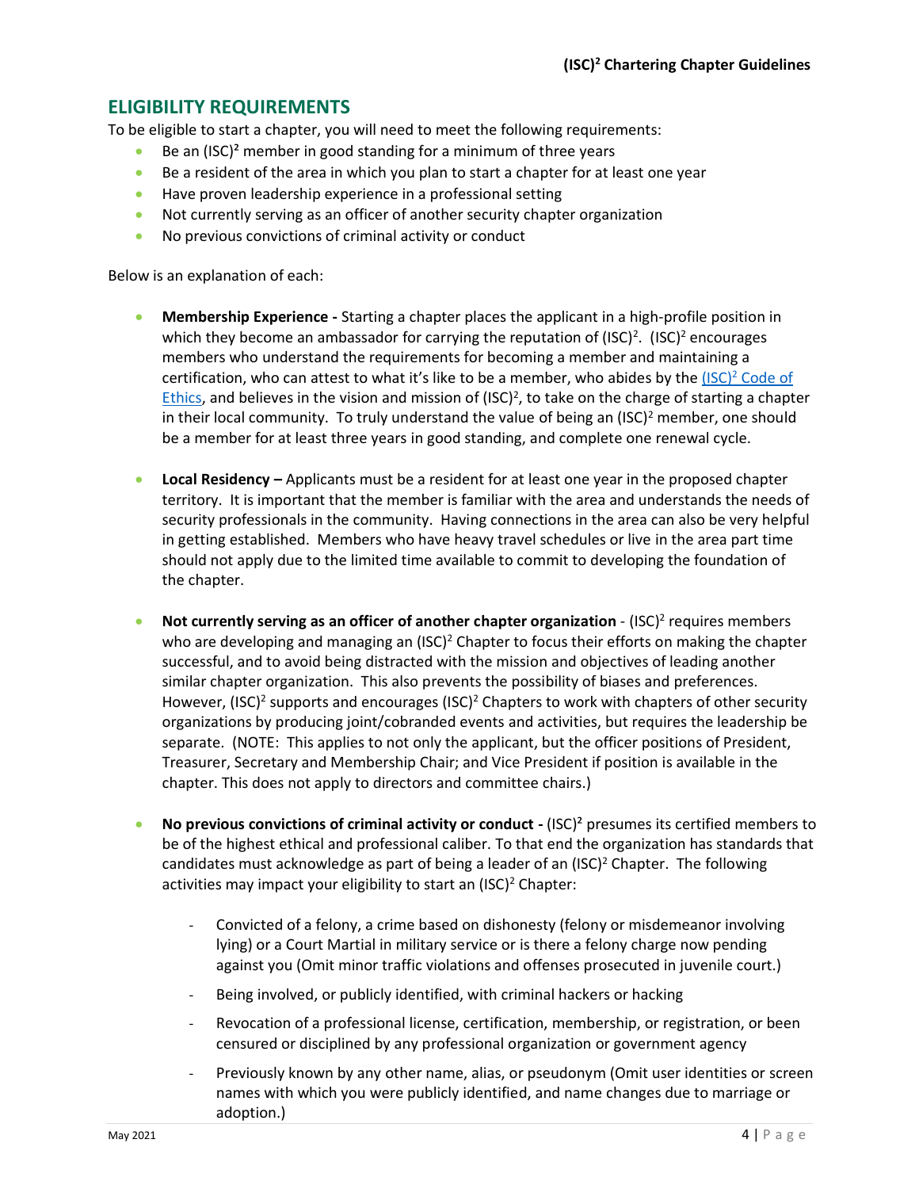## ELIGIBILITY REQUIREMENTS

To be eligible to start a chapter, you will need to meet the following requirements:

- Be an (ISC)² member in good standing for a minimum of three years
- Be a resident of the area in which you plan to start a chapter for at least one year
- Have proven leadership experience in a professional setting
- Not currently serving as an officer of another security chapter organization
- No previous convictions of criminal activity or conduct

Below is an explanation of each:

- **Membership Experience -** Starting a chapter places the applicant in a high-profile position in which they become an ambassador for carrying the reputation of (ISC)². (ISC)² encourages members who understand the requirements for becoming a member and maintaining a certification, who can attest to what it's like to be a member, who abides by the [(ISC)² Code of Ethics](), and believes in the vision and mission of (ISC)², to take on the charge of starting a chapter in their local community. To truly understand the value of being an (ISC)² member, one should be a member for at least three years in good standing, and complete one renewal cycle.

- **Local Residency –** Applicants must be a resident for at least one year in the proposed chapter territory. It is important that the member is familiar with the area and understands the needs of security professionals in the community. Having connections in the area can also be very helpful in getting established. Members who have heavy travel schedules or live in the area part time should not apply due to the limited time available to commit to developing the foundation of the chapter.

- **Not currently serving as an officer of another chapter organization** - (ISC)² requires members who are developing and managing an (ISC)² Chapter to focus their efforts on making the chapter successful, and to avoid being distracted with the mission and objectives of leading another similar chapter organization. This also prevents the possibility of biases and preferences. However, (ISC)² supports and encourages (ISC)² Chapters to work with chapters of other security organizations by producing joint/cobranded events and activities, but requires the leadership be separate. (NOTE: This applies to not only the applicant, but the officer positions of President, Treasurer, Secretary and Membership Chair; and Vice President if position is available in the chapter. This does not apply to directors and committee chairs.)

- **No previous convictions of criminal activity or conduct -** (ISC)² presumes its certified members to be of the highest ethical and professional caliber. To that end the organization has standards that candidates must acknowledge as part of being a leader of an (ISC)² Chapter. The following activities may impact your eligibility to start an (ISC)² Chapter:

  - Convicted of a felony, a crime based on dishonesty (felony or misdemeanor involving lying) or a Court Martial in military service or is there a felony charge now pending against you (Omit minor traffic violations and offenses prosecuted in juvenile court.)
  - Being involved, or publicly identified, with criminal hackers or hacking
  - Revocation of a professional license, certification, membership, or registration, or been censured or disciplined by any professional organization or government agency
  - Previously known by any other name, alias, or pseudonym (Omit user identities or screen names with which you were publicly identified, and name changes due to marriage or adoption.)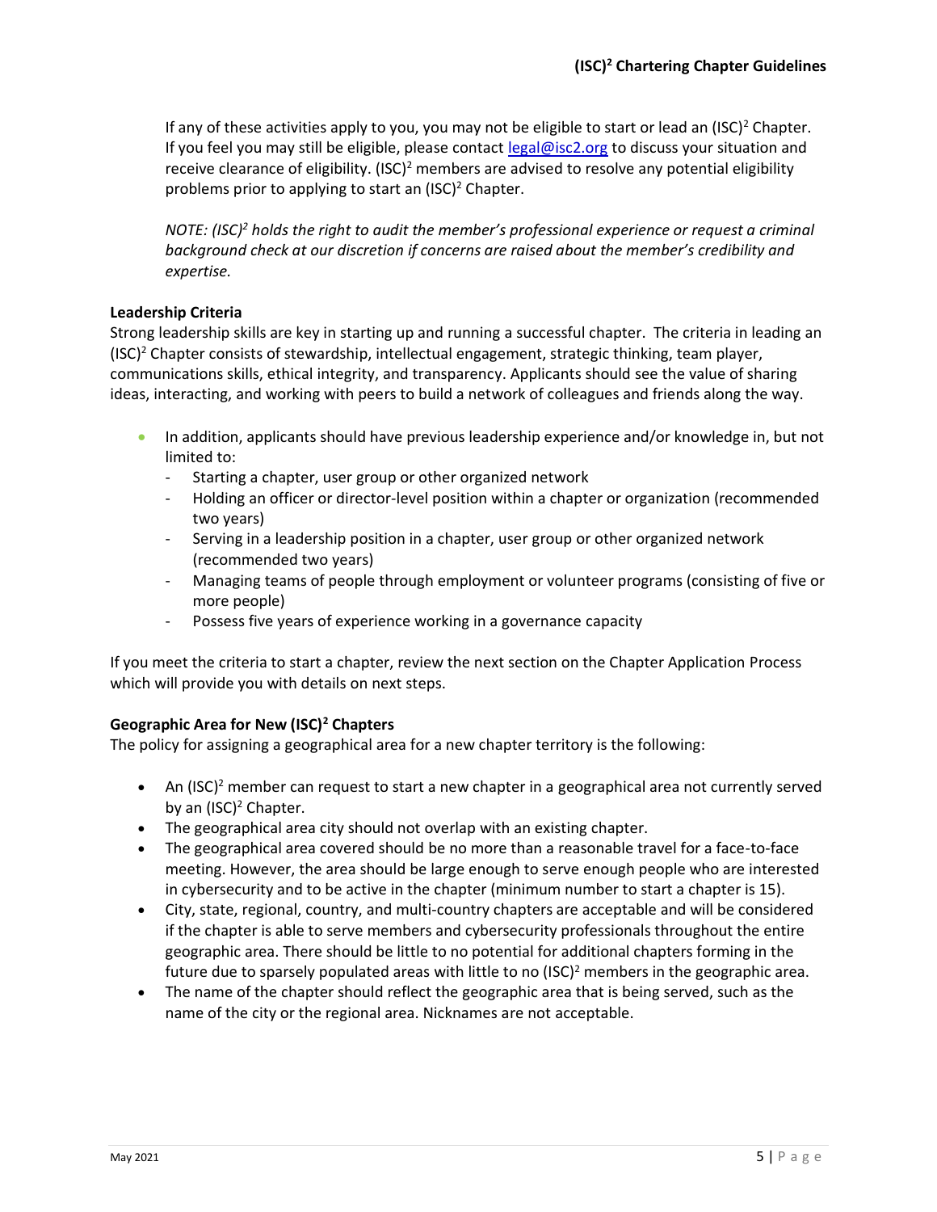If any of these activities apply to you, you may not be eligible to start or lead an (ISC)² Chapter. If you feel you may still be eligible, please contact legal@isc2.org to discuss your situation and receive clearance of eligibility. (ISC)² members are advised to resolve any potential eligibility problems prior to applying to start an (ISC)² Chapter.

*NOTE: (ISC)² holds the right to audit the member's professional experience or request a criminal background check at our discretion if concerns are raised about the member's credibility and expertise.*

**Leadership Criteria**

Strong leadership skills are key in starting up and running a successful chapter. The criteria in leading an (ISC)² Chapter consists of stewardship, intellectual engagement, strategic thinking, team player, communications skills, ethical integrity, and transparency. Applicants should see the value of sharing ideas, interacting, and working with peers to build a network of colleagues and friends along the way.

- In addition, applicants should have previous leadership experience and/or knowledge in, but not limited to:
  - Starting a chapter, user group or other organized network
  - Holding an officer or director-level position within a chapter or organization (recommended two years)
  - Serving in a leadership position in a chapter, user group or other organized network (recommended two years)
  - Managing teams of people through employment or volunteer programs (consisting of five or more people)
  - Possess five years of experience working in a governance capacity

If you meet the criteria to start a chapter, review the next section on the Chapter Application Process which will provide you with details on next steps.

**Geographic Area for New (ISC)² Chapters**

The policy for assigning a geographical area for a new chapter territory is the following:

- An (ISC)² member can request to start a new chapter in a geographical area not currently served by an (ISC)² Chapter.
- The geographical area city should not overlap with an existing chapter.
- The geographical area covered should be no more than a reasonable travel for a face-to-face meeting. However, the area should be large enough to serve enough people who are interested in cybersecurity and to be active in the chapter (minimum number to start a chapter is 15).
- City, state, regional, country, and multi-country chapters are acceptable and will be considered if the chapter is able to serve members and cybersecurity professionals throughout the entire geographic area. There should be little to no potential for additional chapters forming in the future due to sparsely populated areas with little to no (ISC)² members in the geographic area.
- The name of the chapter should reflect the geographic area that is being served, such as the name of the city or the regional area. Nicknames are not acceptable.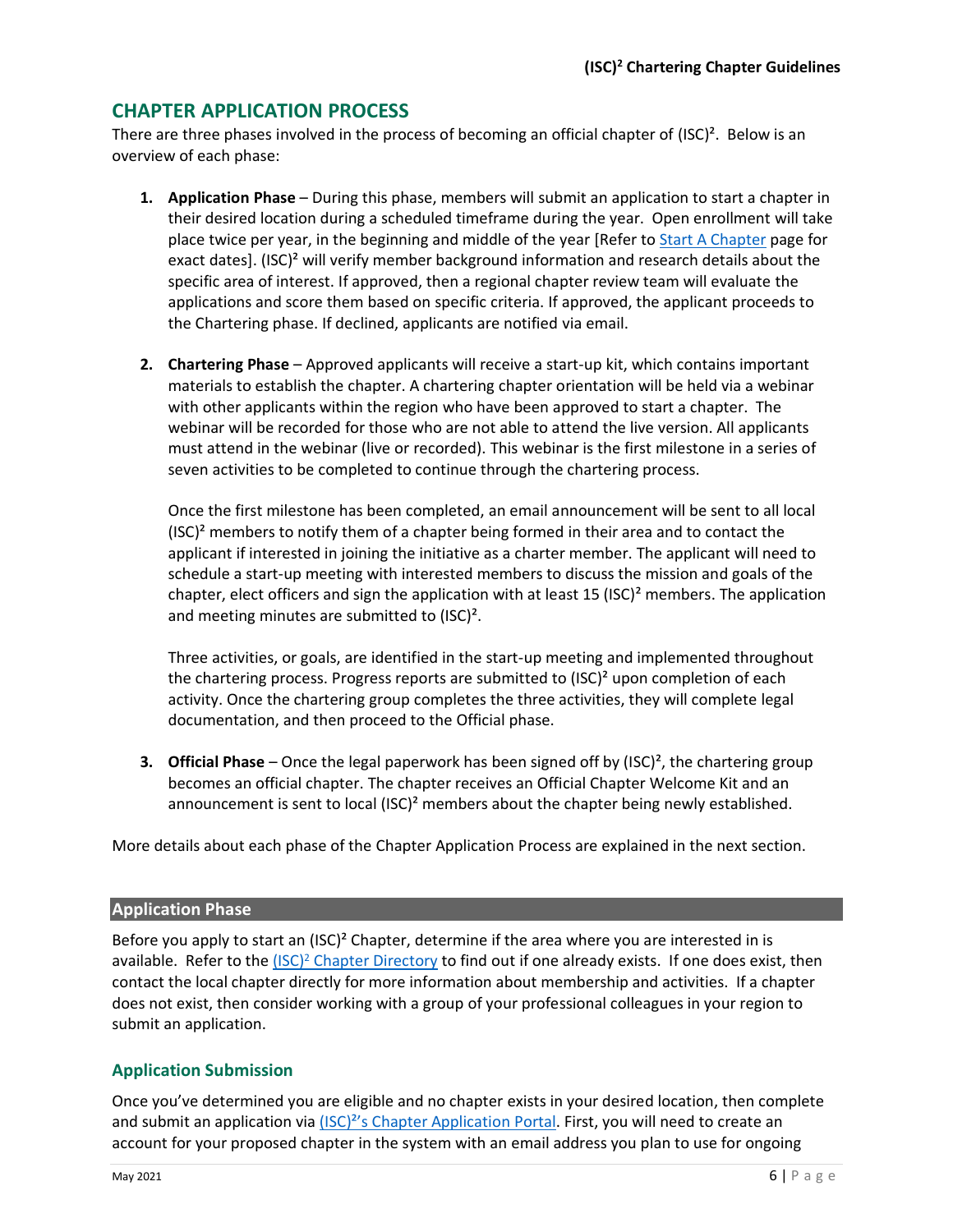## CHAPTER APPLICATION PROCESS

There are three phases involved in the process of becoming an official chapter of (ISC)². Below is an overview of each phase:

1. **Application Phase** – During this phase, members will submit an application to start a chapter in their desired location during a scheduled timeframe during the year. Open enrollment will take place twice per year, in the beginning and middle of the year [Refer to Start A Chapter page for exact dates]. (ISC)² will verify member background information and research details about the specific area of interest. If approved, then a regional chapter review team will evaluate the applications and score them based on specific criteria. If approved, the applicant proceeds to the Chartering phase. If declined, applicants are notified via email.

2. **Chartering Phase** – Approved applicants will receive a start-up kit, which contains important materials to establish the chapter. A chartering chapter orientation will be held via a webinar with other applicants within the region who have been approved to start a chapter. The webinar will be recorded for those who are not able to attend the live version. All applicants must attend in the webinar (live or recorded). This webinar is the first milestone in a series of seven activities to be completed to continue through the chartering process.

   Once the first milestone has been completed, an email announcement will be sent to all local (ISC)² members to notify them of a chapter being formed in their area and to contact the applicant if interested in joining the initiative as a charter member. The applicant will need to schedule a start-up meeting with interested members to discuss the mission and goals of the chapter, elect officers and sign the application with at least 15 (ISC)² members. The application and meeting minutes are submitted to (ISC)².

   Three activities, or goals, are identified in the start-up meeting and implemented throughout the chartering process. Progress reports are submitted to (ISC)² upon completion of each activity. Once the chartering group completes the three activities, they will complete legal documentation, and then proceed to the Official phase.

3. **Official Phase** – Once the legal paperwork has been signed off by (ISC)², the chartering group becomes an official chapter. The chapter receives an Official Chapter Welcome Kit and an announcement is sent to local (ISC)² members about the chapter being newly established.

More details about each phase of the Chapter Application Process are explained in the next section.

### Application Phase

Before you apply to start an (ISC)² Chapter, determine if the area where you are interested in is available. Refer to the (ISC)² Chapter Directory to find out if one already exists. If one does exist, then contact the local chapter directly for more information about membership and activities. If a chapter does not exist, then consider working with a group of your professional colleagues in your region to submit an application.

#### Application Submission

Once you've determined you are eligible and no chapter exists in your desired location, then complete and submit an application via (ISC)²'s Chapter Application Portal. First, you will need to create an account for your proposed chapter in the system with an email address you plan to use for ongoing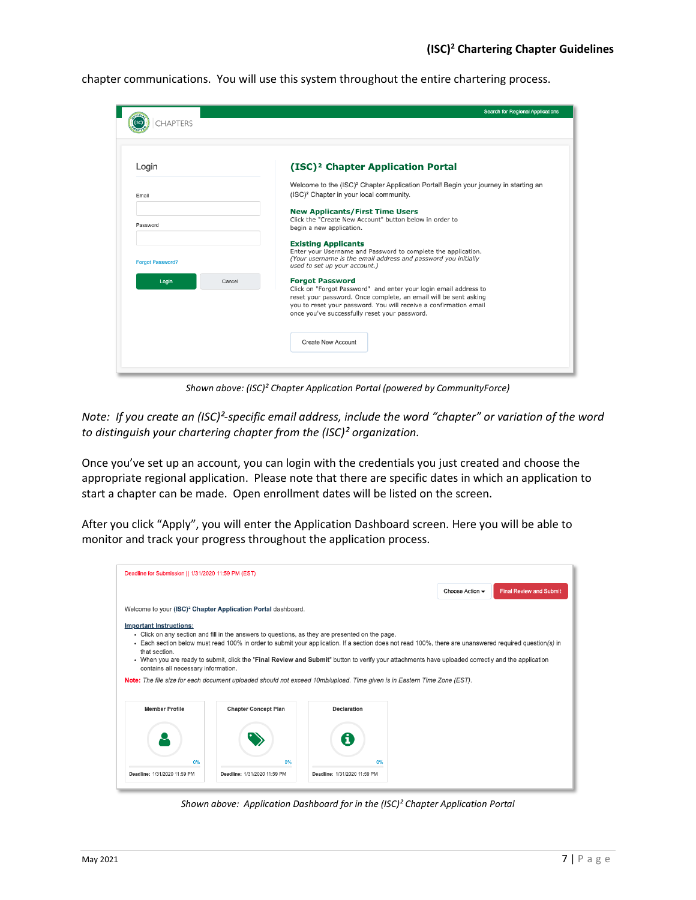chapter communications. You will use this system throughout the entire chartering process.

*Shown above: (ISC)² Chapter Application Portal (powered by CommunityForce)*

*Note: If you create an (ISC)²-specific email address, include the word "chapter" or variation of the word to distinguish your chartering chapter from the (ISC)² organization.*

Once you've set up an account, you can login with the credentials you just created and choose the appropriate regional application. Please note that there are specific dates in which an application to start a chapter can be made. Open enrollment dates will be listed on the screen.

After you click "Apply", you will enter the Application Dashboard screen. Here you will be able to monitor and track your progress throughout the application process.

*Shown above: Application Dashboard for in the (ISC)² Chapter Application Portal*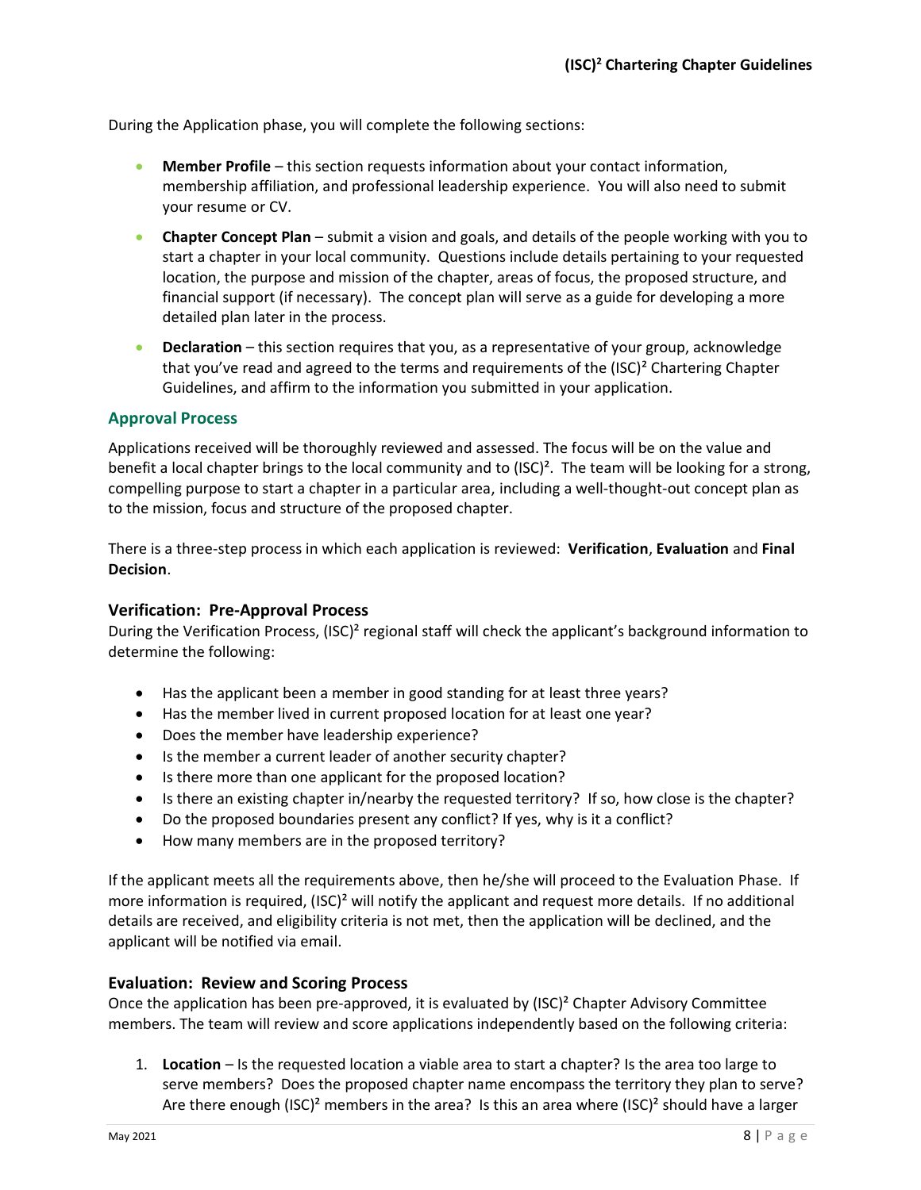During the Application phase, you will complete the following sections:

- **Member Profile** – this section requests information about your contact information, membership affiliation, and professional leadership experience. You will also need to submit your resume or CV.
- **Chapter Concept Plan** – submit a vision and goals, and details of the people working with you to start a chapter in your local community. Questions include details pertaining to your requested location, the purpose and mission of the chapter, areas of focus, the proposed structure, and financial support (if necessary). The concept plan will serve as a guide for developing a more detailed plan later in the process.
- **Declaration** – this section requires that you, as a representative of your group, acknowledge that you've read and agreed to the terms and requirements of the (ISC)² Chartering Chapter Guidelines, and affirm to the information you submitted in your application.

## Approval Process

Applications received will be thoroughly reviewed and assessed. The focus will be on the value and benefit a local chapter brings to the local community and to (ISC)². The team will be looking for a strong, compelling purpose to start a chapter in a particular area, including a well-thought-out concept plan as to the mission, focus and structure of the proposed chapter.

There is a three-step process in which each application is reviewed: **Verification**, **Evaluation** and **Final Decision**.

### Verification: Pre-Approval Process

During the Verification Process, (ISC)² regional staff will check the applicant's background information to determine the following:

- Has the applicant been a member in good standing for at least three years?
- Has the member lived in current proposed location for at least one year?
- Does the member have leadership experience?
- Is the member a current leader of another security chapter?
- Is there more than one applicant for the proposed location?
- Is there an existing chapter in/nearby the requested territory? If so, how close is the chapter?
- Do the proposed boundaries present any conflict? If yes, why is it a conflict?
- How many members are in the proposed territory?

If the applicant meets all the requirements above, then he/she will proceed to the Evaluation Phase. If more information is required, (ISC)² will notify the applicant and request more details. If no additional details are received, and eligibility criteria is not met, then the application will be declined, and the applicant will be notified via email.

### Evaluation: Review and Scoring Process

Once the application has been pre-approved, it is evaluated by (ISC)² Chapter Advisory Committee members. The team will review and score applications independently based on the following criteria:

1. **Location** – Is the requested location a viable area to start a chapter? Is the area too large to serve members? Does the proposed chapter name encompass the territory they plan to serve? Are there enough (ISC)² members in the area? Is this an area where (ISC)² should have a larger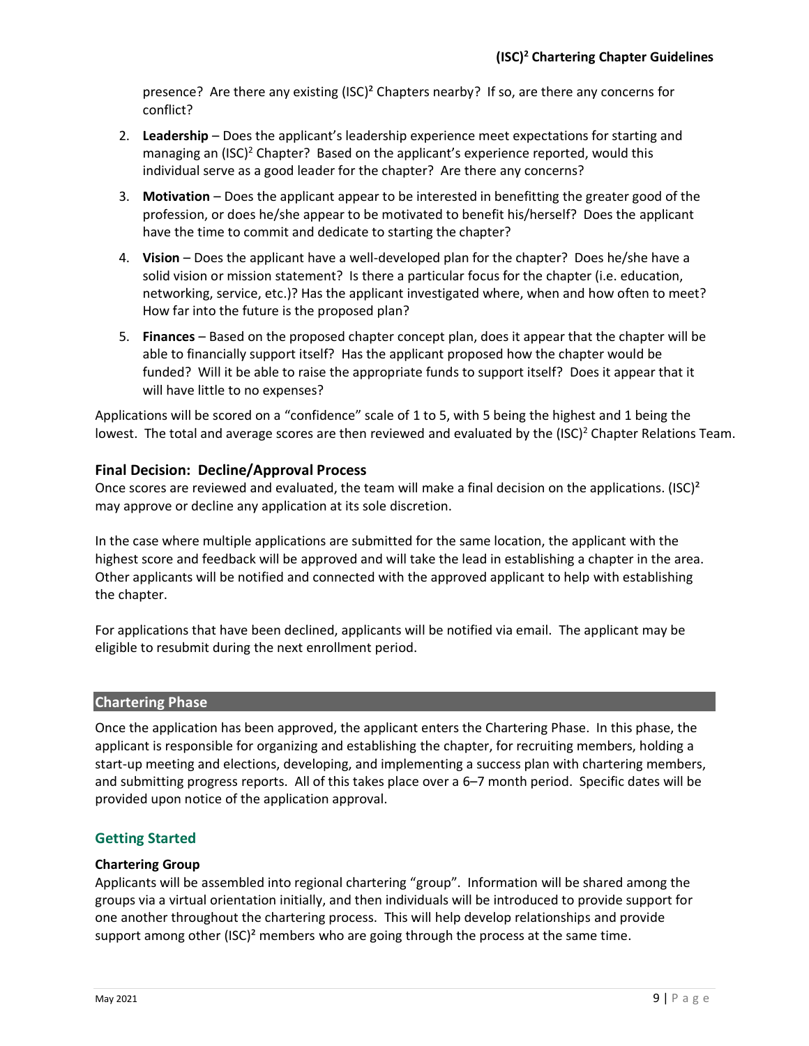presence? Are there any existing (ISC)² Chapters nearby? If so, are there any concerns for conflict?

2. **Leadership** – Does the applicant's leadership experience meet expectations for starting and managing an (ISC)² Chapter? Based on the applicant's experience reported, would this individual serve as a good leader for the chapter? Are there any concerns?
3. **Motivation** – Does the applicant appear to be interested in benefitting the greater good of the profession, or does he/she appear to be motivated to benefit his/herself? Does the applicant have the time to commit and dedicate to starting the chapter?
4. **Vision** – Does the applicant have a well-developed plan for the chapter? Does he/she have a solid vision or mission statement? Is there a particular focus for the chapter (i.e. education, networking, service, etc.)? Has the applicant investigated where, when and how often to meet? How far into the future is the proposed plan?
5. **Finances** – Based on the proposed chapter concept plan, does it appear that the chapter will be able to financially support itself? Has the applicant proposed how the chapter would be funded? Will it be able to raise the appropriate funds to support itself? Does it appear that it will have little to no expenses?

Applications will be scored on a "confidence" scale of 1 to 5, with 5 being the highest and 1 being the lowest. The total and average scores are then reviewed and evaluated by the (ISC)² Chapter Relations Team.

### Final Decision: Decline/Approval Process

Once scores are reviewed and evaluated, the team will make a final decision on the applications. (ISC)² may approve or decline any application at its sole discretion.

In the case where multiple applications are submitted for the same location, the applicant with the highest score and feedback will be approved and will take the lead in establishing a chapter in the area. Other applicants will be notified and connected with the approved applicant to help with establishing the chapter.

For applications that have been declined, applicants will be notified via email. The applicant may be eligible to resubmit during the next enrollment period.

## Chartering Phase

Once the application has been approved, the applicant enters the Chartering Phase. In this phase, the applicant is responsible for organizing and establishing the chapter, for recruiting members, holding a start-up meeting and elections, developing, and implementing a success plan with chartering members, and submitting progress reports. All of this takes place over a 6–7 month period. Specific dates will be provided upon notice of the application approval.

### Getting Started

**Chartering Group**

Applicants will be assembled into regional chartering "group". Information will be shared among the groups via a virtual orientation initially, and then individuals will be introduced to provide support for one another throughout the chartering process. This will help develop relationships and provide support among other (ISC)² members who are going through the process at the same time.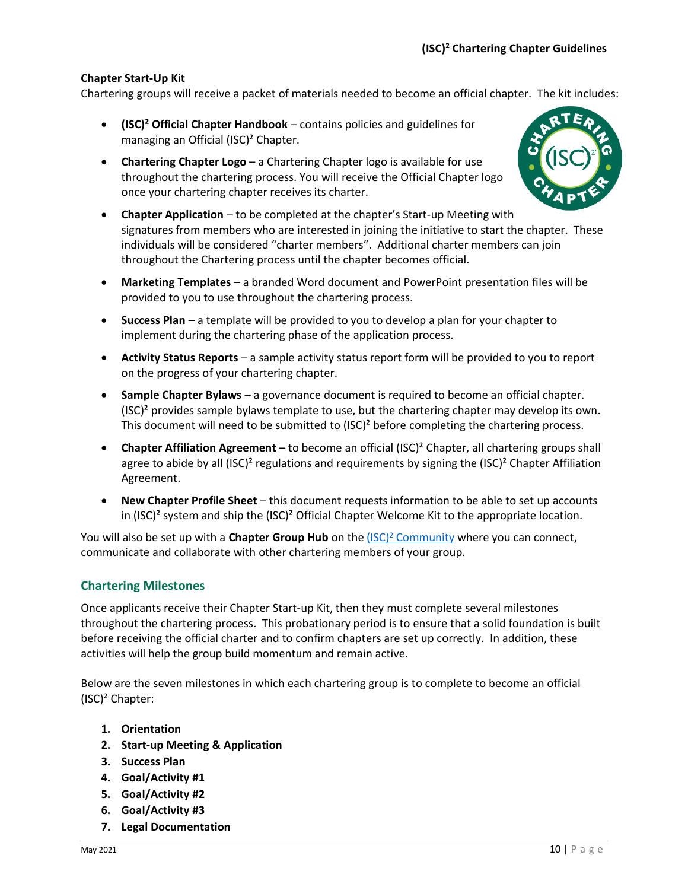**Chapter Start-Up Kit**

Chartering groups will receive a packet of materials needed to become an official chapter. The kit includes:

- **(ISC)² Official Chapter Handbook** – contains policies and guidelines for managing an Official (ISC)² Chapter.
- **Chartering Chapter Logo** – a Chartering Chapter logo is available for use throughout the chartering process. You will receive the Official Chapter logo once your chartering chapter receives its charter.
- **Chapter Application** – to be completed at the chapter's Start-up Meeting with signatures from members who are interested in joining the initiative to start the chapter. These individuals will be considered "charter members". Additional charter members can join throughout the Chartering process until the chapter becomes official.
- **Marketing Templates** – a branded Word document and PowerPoint presentation files will be provided to you to use throughout the chartering process.
- **Success Plan** – a template will be provided to you to develop a plan for your chapter to implement during the chartering phase of the application process.
- **Activity Status Reports** – a sample activity status report form will be provided to you to report on the progress of your chartering chapter.
- **Sample Chapter Bylaws** – a governance document is required to become an official chapter. (ISC)² provides sample bylaws template to use, but the chartering chapter may develop its own. This document will need to be submitted to (ISC)² before completing the chartering process.
- **Chapter Affiliation Agreement** – to become an official (ISC)² Chapter, all chartering groups shall agree to abide by all (ISC)² regulations and requirements by signing the (ISC)² Chapter Affiliation Agreement.
- **New Chapter Profile Sheet** – this document requests information to be able to set up accounts in (ISC)² system and ship the (ISC)² Official Chapter Welcome Kit to the appropriate location.

You will also be set up with a **Chapter Group Hub** on the (ISC)² Community where you can connect, communicate and collaborate with other chartering members of your group.

## Chartering Milestones

Once applicants receive their Chapter Start-up Kit, then they must complete several milestones throughout the chartering process. This probationary period is to ensure that a solid foundation is built before receiving the official charter and to confirm chapters are set up correctly. In addition, these activities will help the group build momentum and remain active.

Below are the seven milestones in which each chartering group is to complete to become an official (ISC)² Chapter:

1. **Orientation**
2. **Start-up Meeting & Application**
3. **Success Plan**
4. **Goal/Activity #1**
5. **Goal/Activity #2**
6. **Goal/Activity #3**
7. **Legal Documentation**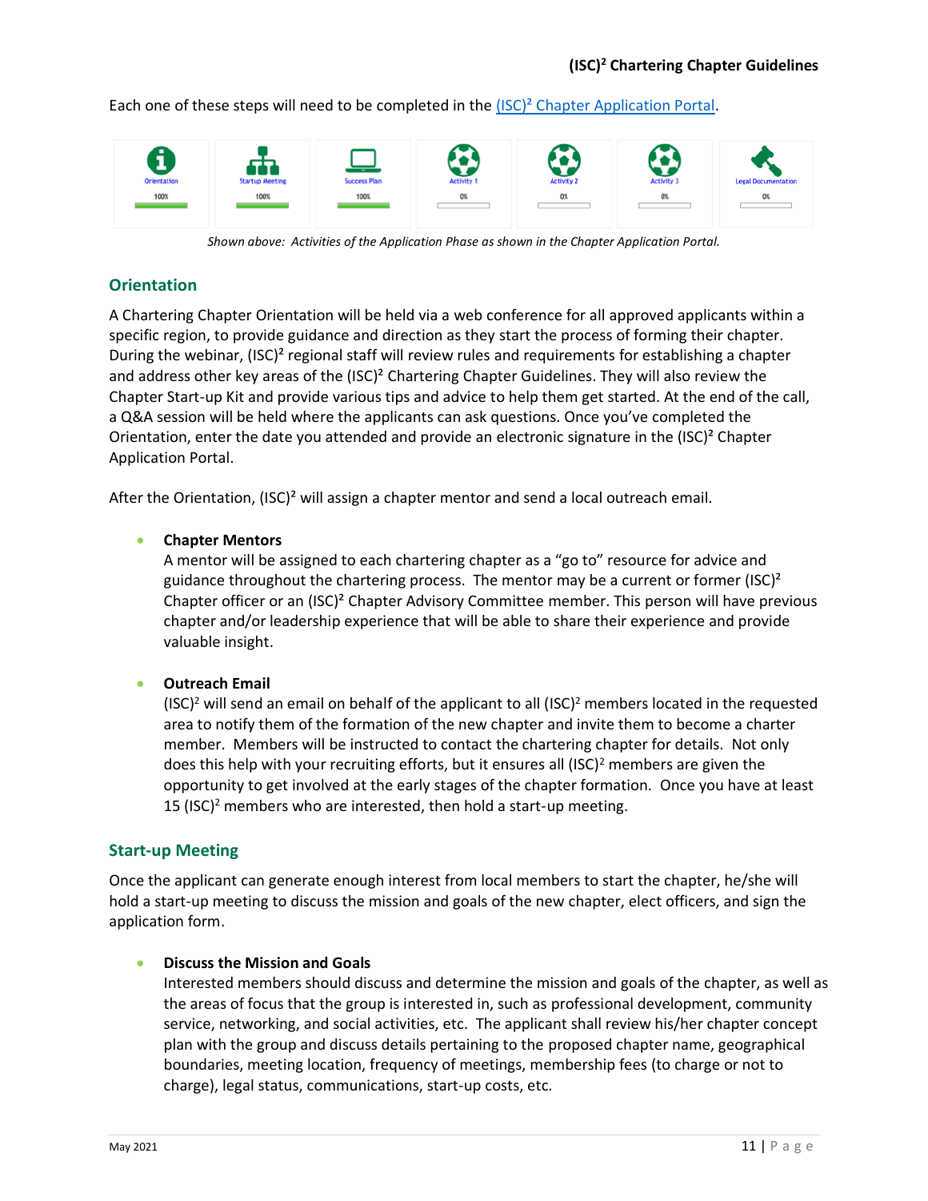Each one of these steps will need to be completed in the (ISC)² Chapter Application Portal.

*Shown above: Activities of the Application Phase as shown in the Chapter Application Portal.*

## Orientation

A Chartering Chapter Orientation will be held via a web conference for all approved applicants within a specific region, to provide guidance and direction as they start the process of forming their chapter. During the webinar, (ISC)² regional staff will review rules and requirements for establishing a chapter and address other key areas of the (ISC)² Chartering Chapter Guidelines. They will also review the Chapter Start-up Kit and provide various tips and advice to help them get started. At the end of the call, a Q&A session will be held where the applicants can ask questions. Once you've completed the Orientation, enter the date you attended and provide an electronic signature in the (ISC)² Chapter Application Portal.

After the Orientation, (ISC)² will assign a chapter mentor and send a local outreach email.

- **Chapter Mentors**
  A mentor will be assigned to each chartering chapter as a "go to" resource for advice and guidance throughout the chartering process. The mentor may be a current or former (ISC)² Chapter officer or an (ISC)² Chapter Advisory Committee member. This person will have previous chapter and/or leadership experience that will be able to share their experience and provide valuable insight.

- **Outreach Email**
  (ISC)² will send an email on behalf of the applicant to all (ISC)² members located in the requested area to notify them of the formation of the new chapter and invite them to become a charter member. Members will be instructed to contact the chartering chapter for details. Not only does this help with your recruiting efforts, but it ensures all (ISC)² members are given the opportunity to get involved at the early stages of the chapter formation. Once you have at least 15 (ISC)² members who are interested, then hold a start-up meeting.

## Start-up Meeting

Once the applicant can generate enough interest from local members to start the chapter, he/she will hold a start-up meeting to discuss the mission and goals of the new chapter, elect officers, and sign the application form.

- **Discuss the Mission and Goals**
  Interested members should discuss and determine the mission and goals of the chapter, as well as the areas of focus that the group is interested in, such as professional development, community service, networking, and social activities, etc. The applicant shall review his/her chapter concept plan with the group and discuss details pertaining to the proposed chapter name, geographical boundaries, meeting location, frequency of meetings, membership fees (to charge or not to charge), legal status, communications, start-up costs, etc.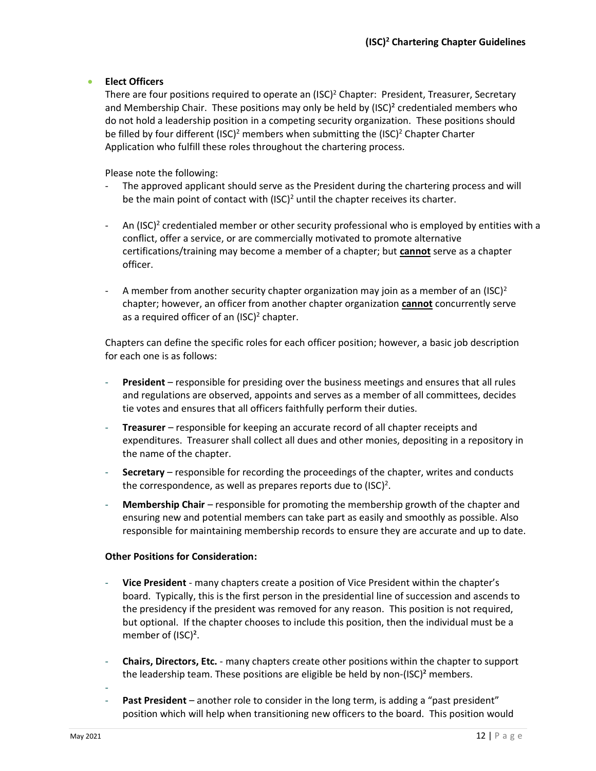- **Elect Officers**

  There are four positions required to operate an (ISC)² Chapter: President, Treasurer, Secretary and Membership Chair. These positions may only be held by (ISC)² credentialed members who do not hold a leadership position in a competing security organization. These positions should be filled by four different (ISC)² members when submitting the (ISC)² Chapter Charter Application who fulfill these roles throughout the chartering process.

  Please note the following:

  - The approved applicant should serve as the President during the chartering process and will be the main point of contact with (ISC)² until the chapter receives its charter.
  - An (ISC)² credentialed member or other security professional who is employed by entities with a conflict, offer a service, or are commercially motivated to promote alternative certifications/training may become a member of a chapter; but **cannot** serve as a chapter officer.
  - A member from another security chapter organization may join as a member of an (ISC)² chapter; however, an officer from another chapter organization **cannot** concurrently serve as a required officer of an (ISC)² chapter.

  Chapters can define the specific roles for each officer position; however, a basic job description for each one is as follows:

  - **President** – responsible for presiding over the business meetings and ensures that all rules and regulations are observed, appoints and serves as a member of all committees, decides tie votes and ensures that all officers faithfully perform their duties.
  - **Treasurer** – responsible for keeping an accurate record of all chapter receipts and expenditures. Treasurer shall collect all dues and other monies, depositing in a repository in the name of the chapter.
  - **Secretary** – responsible for recording the proceedings of the chapter, writes and conducts the correspondence, as well as prepares reports due to (ISC)².
  - **Membership Chair** – responsible for promoting the membership growth of the chapter and ensuring new and potential members can take part as easily and smoothly as possible. Also responsible for maintaining membership records to ensure they are accurate and up to date.

  **Other Positions for Consideration:**

  - **Vice President** - many chapters create a position of Vice President within the chapter's board. Typically, this is the first person in the presidential line of succession and ascends to the presidency if the president was removed for any reason. This position is not required, but optional. If the chapter chooses to include this position, then the individual must be a member of (ISC)².
  - **Chairs, Directors, Etc.** - many chapters create other positions within the chapter to support the leadership team. These positions are eligible be held by non-(ISC)² members.
  - **Past President** – another role to consider in the long term, is adding a "past president" position which will help when transitioning new officers to the board. This position would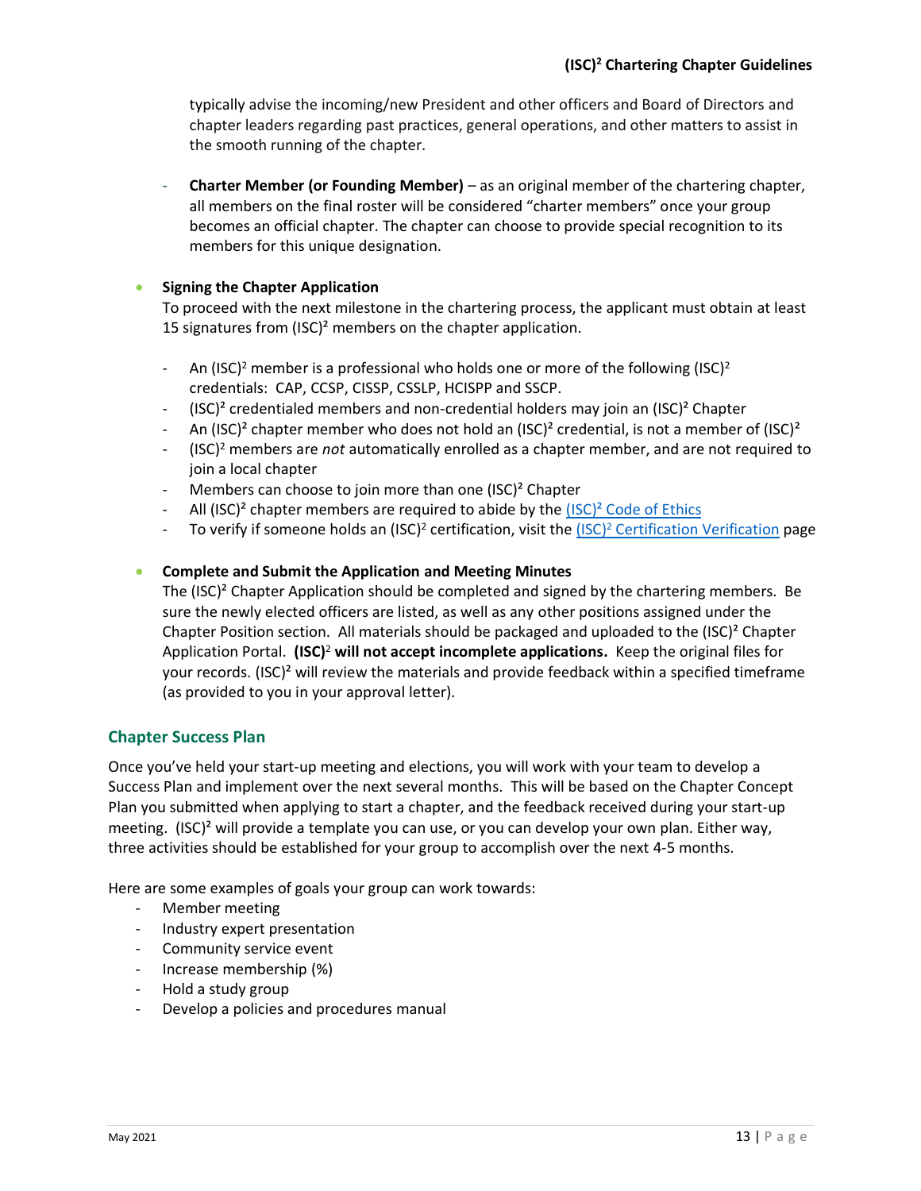typically advise the incoming/new President and other officers and Board of Directors and chapter leaders regarding past practices, general operations, and other matters to assist in the smooth running of the chapter.

- **Charter Member (or Founding Member)** – as an original member of the chartering chapter, all members on the final roster will be considered "charter members" once your group becomes an official chapter. The chapter can choose to provide special recognition to its members for this unique designation.

- **Signing the Chapter Application**
  To proceed with the next milestone in the chartering process, the applicant must obtain at least 15 signatures from (ISC)² members on the chapter application.

  - An (ISC)² member is a professional who holds one or more of the following (ISC)² credentials: CAP, CCSP, CISSP, CSSLP, HCISPP and SSCP.
  - (ISC)² credentialed members and non-credential holders may join an (ISC)² Chapter
  - An (ISC)² chapter member who does not hold an (ISC)² credential, is not a member of (ISC)²
  - (ISC)² members are *not* automatically enrolled as a chapter member, and are not required to join a local chapter
  - Members can choose to join more than one (ISC)² Chapter
  - All (ISC)² chapter members are required to abide by the (ISC)² Code of Ethics
  - To verify if someone holds an (ISC)² certification, visit the (ISC)² Certification Verification page

- **Complete and Submit the Application and Meeting Minutes**
  The (ISC)² Chapter Application should be completed and signed by the chartering members. Be sure the newly elected officers are listed, as well as any other positions assigned under the Chapter Position section. All materials should be packaged and uploaded to the (ISC)² Chapter Application Portal. **(ISC)² will not accept incomplete applications.** Keep the original files for your records. (ISC)² will review the materials and provide feedback within a specified timeframe (as provided to you in your approval letter).

## Chapter Success Plan

Once you've held your start-up meeting and elections, you will work with your team to develop a Success Plan and implement over the next several months. This will be based on the Chapter Concept Plan you submitted when applying to start a chapter, and the feedback received during your start-up meeting. (ISC)² will provide a template you can use, or you can develop your own plan. Either way, three activities should be established for your group to accomplish over the next 4-5 months.

Here are some examples of goals your group can work towards:

- Member meeting
- Industry expert presentation
- Community service event
- Increase membership (%)
- Hold a study group
- Develop a policies and procedures manual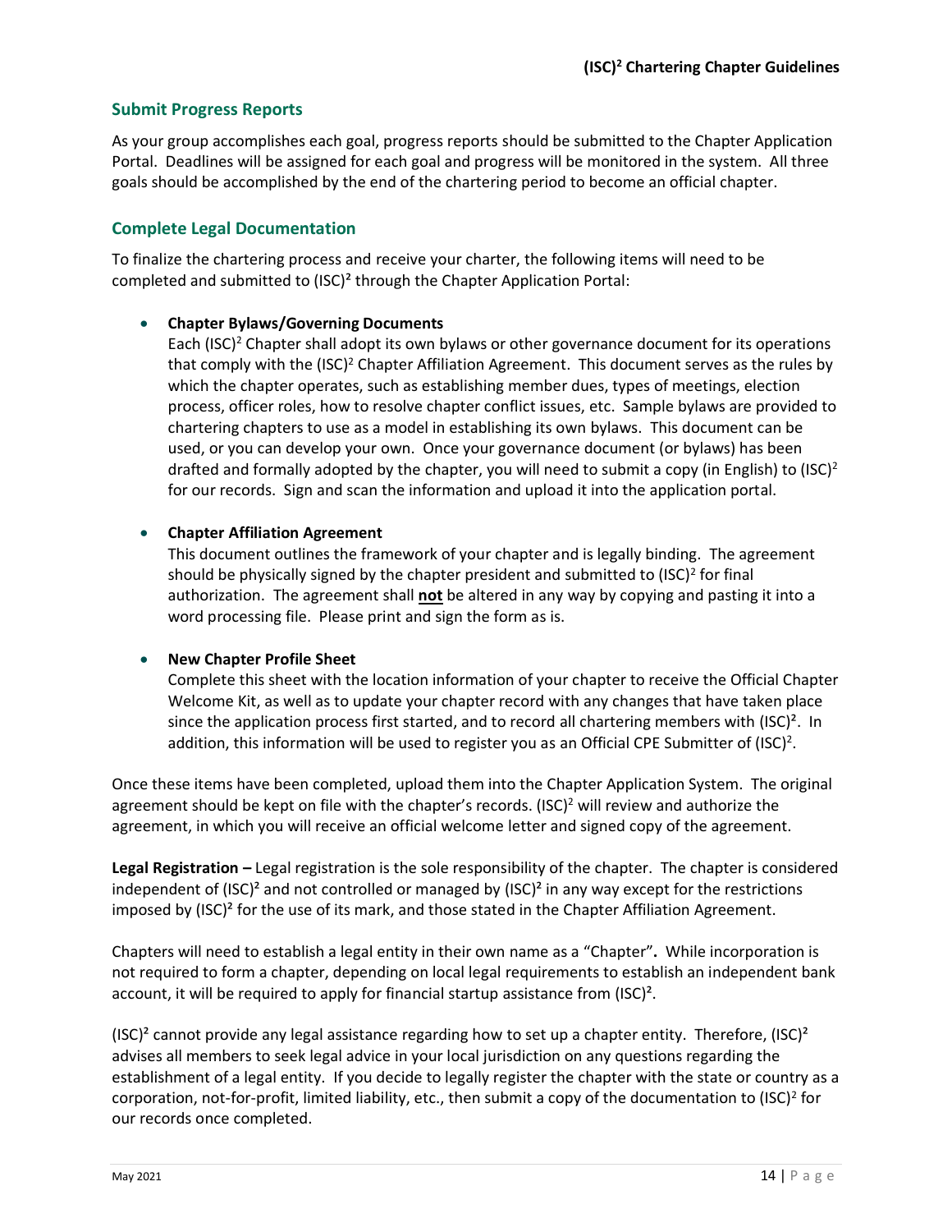## Submit Progress Reports

As your group accomplishes each goal, progress reports should be submitted to the Chapter Application Portal. Deadlines will be assigned for each goal and progress will be monitored in the system. All three goals should be accomplished by the end of the chartering period to become an official chapter.

## Complete Legal Documentation

To finalize the chartering process and receive your charter, the following items will need to be completed and submitted to (ISC)² through the Chapter Application Portal:

- **Chapter Bylaws/Governing Documents**
  Each (ISC)² Chapter shall adopt its own bylaws or other governance document for its operations that comply with the (ISC)² Chapter Affiliation Agreement. This document serves as the rules by which the chapter operates, such as establishing member dues, types of meetings, election process, officer roles, how to resolve chapter conflict issues, etc. Sample bylaws are provided to chartering chapters to use as a model in establishing its own bylaws. This document can be used, or you can develop your own. Once your governance document (or bylaws) has been drafted and formally adopted by the chapter, you will need to submit a copy (in English) to (ISC)² for our records. Sign and scan the information and upload it into the application portal.

- **Chapter Affiliation Agreement**
  This document outlines the framework of your chapter and is legally binding. The agreement should be physically signed by the chapter president and submitted to (ISC)² for final authorization. The agreement shall **not** be altered in any way by copying and pasting it into a word processing file. Please print and sign the form as is.

- **New Chapter Profile Sheet**
  Complete this sheet with the location information of your chapter to receive the Official Chapter Welcome Kit, as well as to update your chapter record with any changes that have taken place since the application process first started, and to record all chartering members with (ISC)². In addition, this information will be used to register you as an Official CPE Submitter of (ISC)².

Once these items have been completed, upload them into the Chapter Application System. The original agreement should be kept on file with the chapter's records. (ISC)² will review and authorize the agreement, in which you will receive an official welcome letter and signed copy of the agreement.

**Legal Registration –** Legal registration is the sole responsibility of the chapter. The chapter is considered independent of (ISC)² and not controlled or managed by (ISC)² in any way except for the restrictions imposed by (ISC)² for the use of its mark, and those stated in the Chapter Affiliation Agreement.

Chapters will need to establish a legal entity in their own name as a "Chapter"**.** While incorporation is not required to form a chapter, depending on local legal requirements to establish an independent bank account, it will be required to apply for financial startup assistance from (ISC)².

(ISC)² cannot provide any legal assistance regarding how to set up a chapter entity. Therefore, (ISC)² advises all members to seek legal advice in your local jurisdiction on any questions regarding the establishment of a legal entity. If you decide to legally register the chapter with the state or country as a corporation, not-for-profit, limited liability, etc., then submit a copy of the documentation to (ISC)² for our records once completed.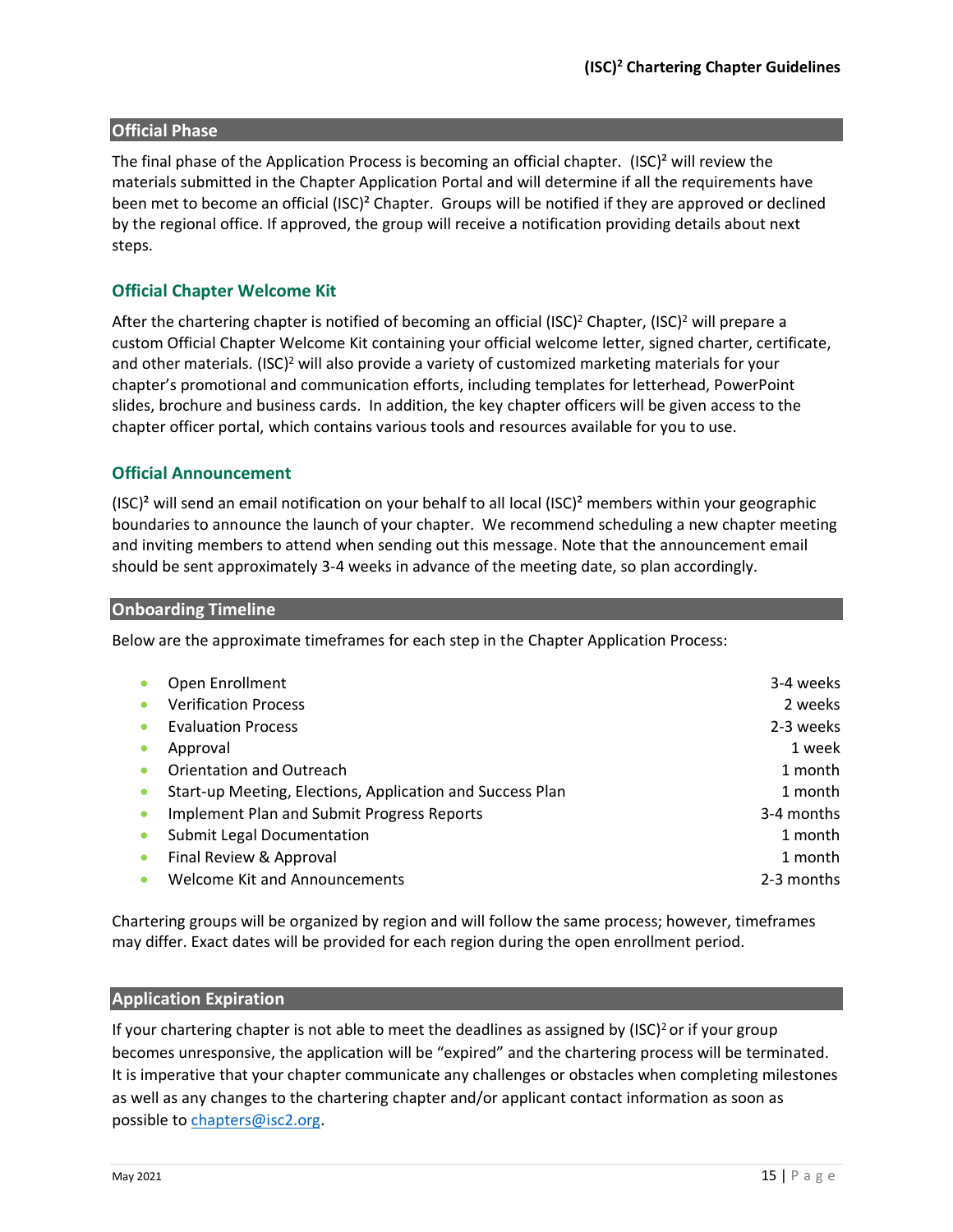## Official Phase

The final phase of the Application Process is becoming an official chapter. (ISC)² will review the materials submitted in the Chapter Application Portal and will determine if all the requirements have been met to become an official (ISC)² Chapter. Groups will be notified if they are approved or declined by the regional office. If approved, the group will receive a notification providing details about next steps.

### Official Chapter Welcome Kit

After the chartering chapter is notified of becoming an official (ISC)² Chapter, (ISC)² will prepare a custom Official Chapter Welcome Kit containing your official welcome letter, signed charter, certificate, and other materials. (ISC)² will also provide a variety of customized marketing materials for your chapter's promotional and communication efforts, including templates for letterhead, PowerPoint slides, brochure and business cards. In addition, the key chapter officers will be given access to the chapter officer portal, which contains various tools and resources available for you to use.

### Official Announcement

(ISC)² will send an email notification on your behalf to all local (ISC)² members within your geographic boundaries to announce the launch of your chapter. We recommend scheduling a new chapter meeting and inviting members to attend when sending out this message. Note that the announcement email should be sent approximately 3-4 weeks in advance of the meeting date, so plan accordingly.

## Onboarding Timeline

Below are the approximate timeframes for each step in the Chapter Application Process:

- Open Enrollment — 3-4 weeks
- Verification Process — 2 weeks
- Evaluation Process — 2-3 weeks
- Approval — 1 week
- Orientation and Outreach — 1 month
- Start-up Meeting, Elections, Application and Success Plan — 1 month
- Implement Plan and Submit Progress Reports — 3-4 months
- Submit Legal Documentation — 1 month
- Final Review & Approval — 1 month
- Welcome Kit and Announcements — 2-3 months

Chartering groups will be organized by region and will follow the same process; however, timeframes may differ. Exact dates will be provided for each region during the open enrollment period.

## Application Expiration

If your chartering chapter is not able to meet the deadlines as assigned by (ISC)² or if your group becomes unresponsive, the application will be "expired" and the chartering process will be terminated. It is imperative that your chapter communicate any challenges or obstacles when completing milestones as well as any changes to the chartering chapter and/or applicant contact information as soon as possible to chapters@isc2.org.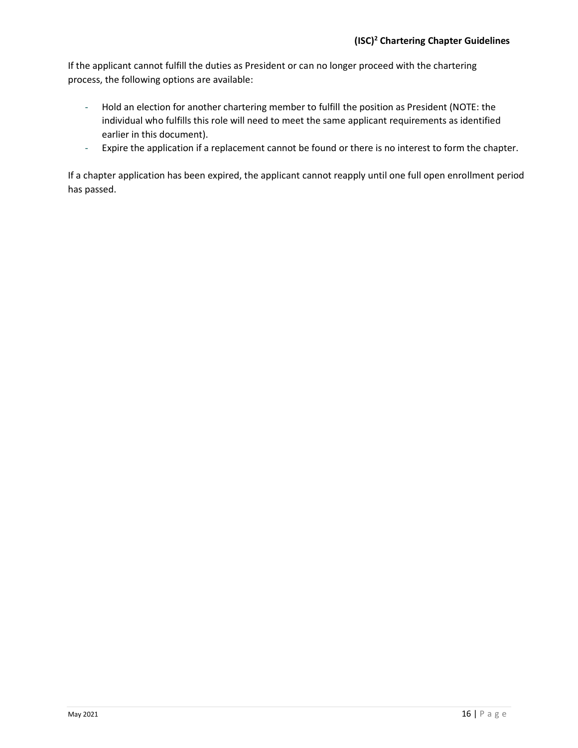If the applicant cannot fulfill the duties as President or can no longer proceed with the chartering process, the following options are available:

- Hold an election for another chartering member to fulfill the position as President (NOTE: the individual who fulfills this role will need to meet the same applicant requirements as identified earlier in this document).
- Expire the application if a replacement cannot be found or there is no interest to form the chapter.

If a chapter application has been expired, the applicant cannot reapply until one full open enrollment period has passed.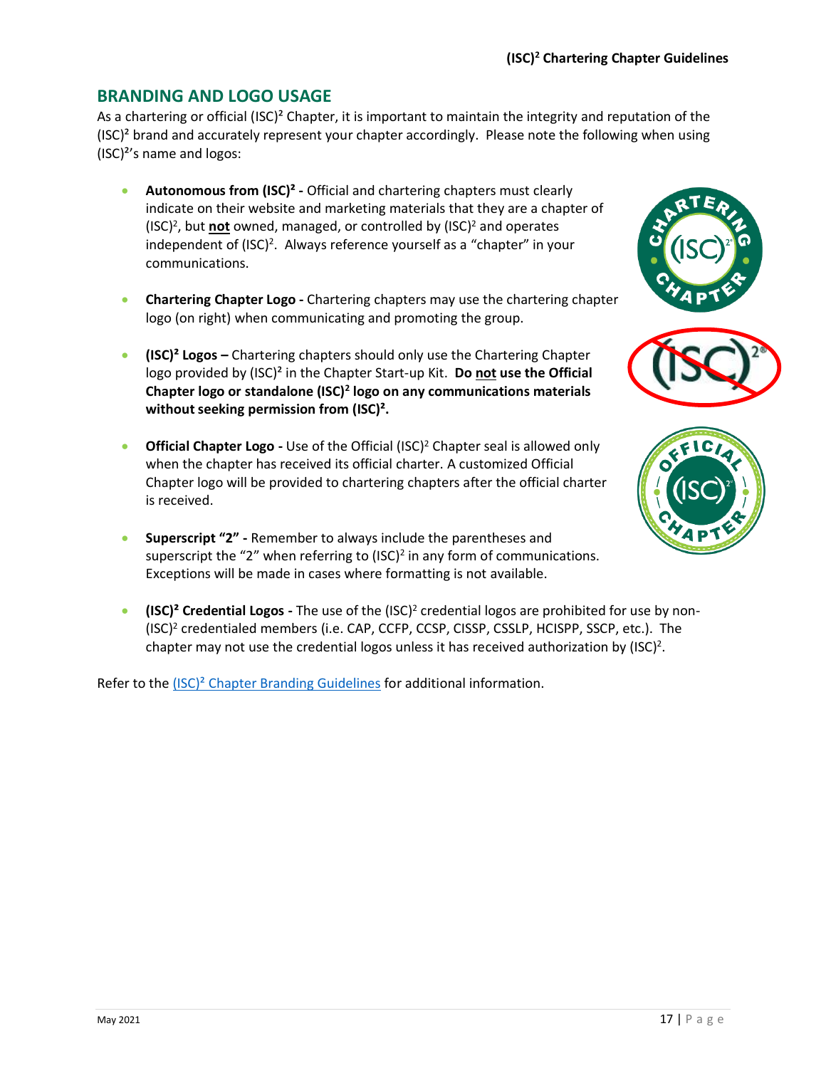## BRANDING AND LOGO USAGE

As a chartering or official (ISC)² Chapter, it is important to maintain the integrity and reputation of the (ISC)² brand and accurately represent your chapter accordingly. Please note the following when using (ISC)²'s name and logos:

- **Autonomous from (ISC)² -** Official and chartering chapters must clearly indicate on their website and marketing materials that they are a chapter of (ISC)², but **not** owned, managed, or controlled by (ISC)² and operates independent of (ISC)². Always reference yourself as a "chapter" in your communications.
- **Chartering Chapter Logo -** Chartering chapters may use the chartering chapter logo (on right) when communicating and promoting the group.
- **(ISC)² Logos –** Chartering chapters should only use the Chartering Chapter logo provided by (ISC)² in the Chapter Start-up Kit. **Do not use the Official Chapter logo or standalone (ISC)² logo on any communications materials without seeking permission from (ISC)².**
- **Official Chapter Logo -** Use of the Official (ISC)² Chapter seal is allowed only when the chapter has received its official charter. A customized Official Chapter logo will be provided to chartering chapters after the official charter is received.
- **Superscript "2" -** Remember to always include the parentheses and superscript the "2" when referring to (ISC)² in any form of communications. Exceptions will be made in cases where formatting is not available.
- **(ISC)² Credential Logos -** The use of the (ISC)² credential logos are prohibited for use by non-(ISC)² credentialed members (i.e. CAP, CCFP, CCSP, CISSP, CSSLP, HCISPP, SSCP, etc.). The chapter may not use the credential logos unless it has received authorization by (ISC)².

Refer to the (ISC)² Chapter Branding Guidelines for additional information.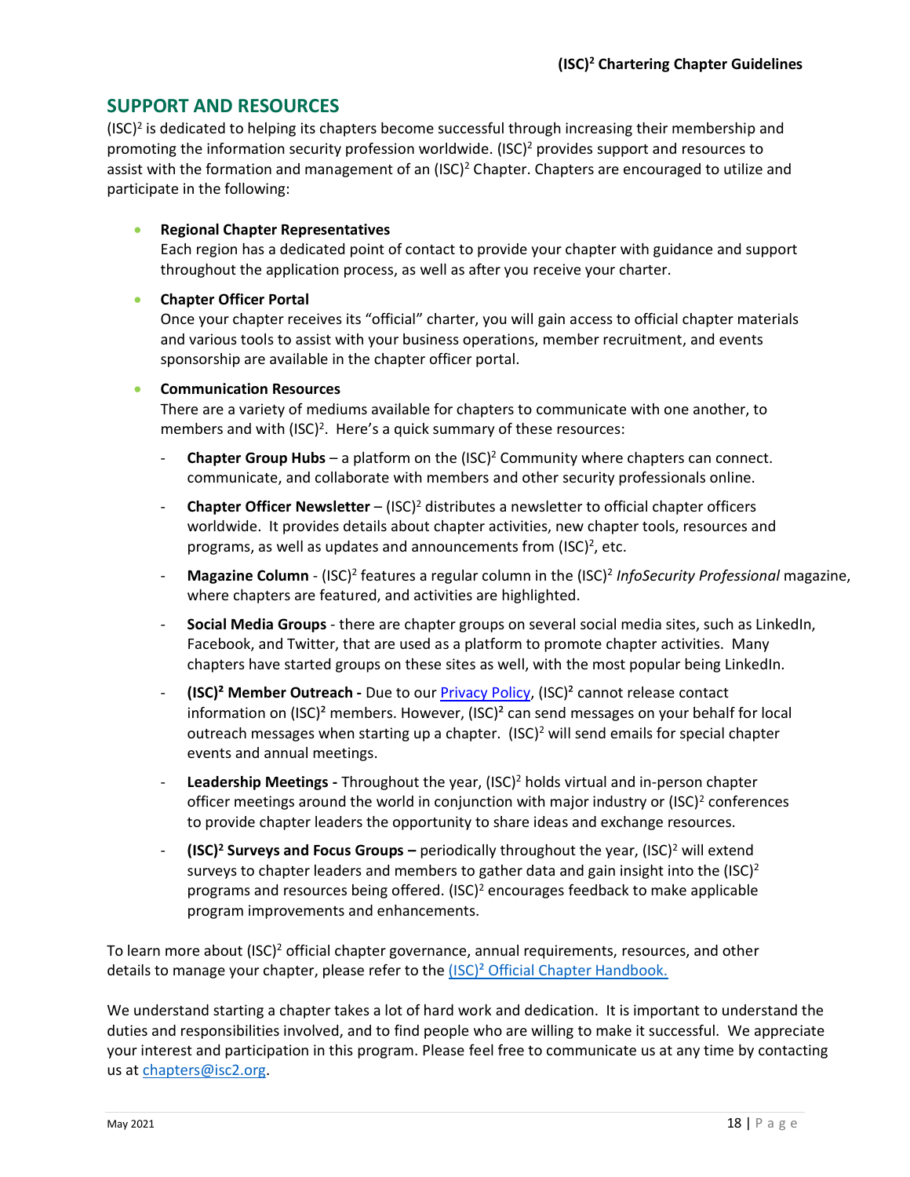## SUPPORT AND RESOURCES

(ISC)² is dedicated to helping its chapters become successful through increasing their membership and promoting the information security profession worldwide. (ISC)² provides support and resources to assist with the formation and management of an (ISC)² Chapter. Chapters are encouraged to utilize and participate in the following:

- **Regional Chapter Representatives**
  Each region has a dedicated point of contact to provide your chapter with guidance and support throughout the application process, as well as after you receive your charter.

- **Chapter Officer Portal**
  Once your chapter receives its "official" charter, you will gain access to official chapter materials and various tools to assist with your business operations, member recruitment, and events sponsorship are available in the chapter officer portal.

- **Communication Resources**
  There are a variety of mediums available for chapters to communicate with one another, to members and with (ISC)². Here's a quick summary of these resources:

  - **Chapter Group Hubs** – a platform on the (ISC)² Community where chapters can connect. communicate, and collaborate with members and other security professionals online.
  - **Chapter Officer Newsletter** – (ISC)² distributes a newsletter to official chapter officers worldwide. It provides details about chapter activities, new chapter tools, resources and programs, as well as updates and announcements from (ISC)², etc.
  - **Magazine Column** - (ISC)² features a regular column in the (ISC)² *InfoSecurity Professional* magazine, where chapters are featured, and activities are highlighted.
  - **Social Media Groups** - there are chapter groups on several social media sites, such as LinkedIn, Facebook, and Twitter, that are used as a platform to promote chapter activities. Many chapters have started groups on these sites as well, with the most popular being LinkedIn.
  - **(ISC)² Member Outreach -** Due to our Privacy Policy, (ISC)² cannot release contact information on (ISC)² members. However, (ISC)² can send messages on your behalf for local outreach messages when starting up a chapter. (ISC)² will send emails for special chapter events and annual meetings.
  - **Leadership Meetings -** Throughout the year, (ISC)² holds virtual and in-person chapter officer meetings around the world in conjunction with major industry or (ISC)² conferences to provide chapter leaders the opportunity to share ideas and exchange resources.
  - **(ISC)² Surveys and Focus Groups –** periodically throughout the year, (ISC)² will extend surveys to chapter leaders and members to gather data and gain insight into the (ISC)² programs and resources being offered. (ISC)² encourages feedback to make applicable program improvements and enhancements.

To learn more about (ISC)² official chapter governance, annual requirements, resources, and other details to manage your chapter, please refer to the (ISC)² Official Chapter Handbook.

We understand starting a chapter takes a lot of hard work and dedication. It is important to understand the duties and responsibilities involved, and to find people who are willing to make it successful. We appreciate your interest and participation in this program. Please feel free to communicate us at any time by contacting us at chapters@isc2.org.